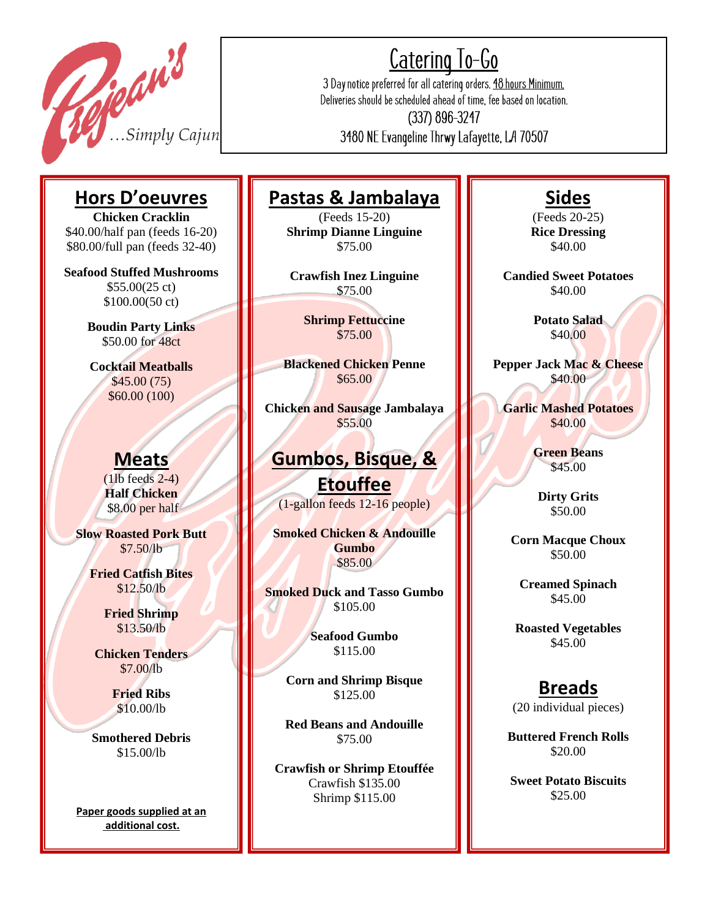Prejean's ...Simply Cajun

# Catering To-Go

3 Day notice preferred for all catering orders. 48 hours Minimum.
Deliveries should be scheduled ahead of time, fee based on location.
(337) 896-3247
3480 NE Evangeline Thrwy Lafayette, LA 70507

## Hors D'oeuvres

**Chicken Cracklin**
$40.00/half pan (feeds 16-20)
$80.00/full pan (feeds 32-40)

**Seafood Stuffed Mushrooms**
$55.00(25 ct)
$100.00(50 ct)

**Boudin Party Links**
$50.00 for 48ct

**Cocktail Meatballs**
$45.00 (75)
$60.00 (100)

## Meats

(1lb feeds 2-4)

**Half Chicken**
$8.00 per half

**Slow Roasted Pork Butt**
$7.50/lb

**Fried Catfish Bites**
$12.50/lb

**Fried Shrimp**
$13.50/lb

**Chicken Tenders**
$7.00/lb

**Fried Ribs**
$10.00/lb

**Smothered Debris**
$15.00/lb

**Paper goods supplied at an additional cost.**

## Pastas & Jambalaya

(Feeds 15-20)

**Shrimp Dianne Linguine**
$75.00

**Crawfish Inez Linguine**
$75.00

**Shrimp Fettuccine**
$75.00

**Blackened Chicken Penne**
$65.00

**Chicken and Sausage Jambalaya**
$55.00

## Gumbos, Bisque, & Etouffee

(1-gallon feeds 12-16 people)

**Smoked Chicken & Andouille Gumbo**
$85.00

**Smoked Duck and Tasso Gumbo**
$105.00

**Seafood Gumbo**
$115.00

**Corn and Shrimp Bisque**
$125.00

**Red Beans and Andouille**
$75.00

**Crawfish or Shrimp Etouffée**
Crawfish $135.00
Shrimp $115.00

## Sides

(Feeds 20-25)

**Rice Dressing**
$40.00

**Candied Sweet Potatoes**
$40.00

**Potato Salad**
$40.00

**Pepper Jack Mac & Cheese**
$40.00

**Garlic Mashed Potatoes**
$40.00

**Green Beans**
$45.00

**Dirty Grits**
$50.00

**Corn Macque Choux**
$50.00

**Creamed Spinach**
$45.00

**Roasted Vegetables**
$45.00

## Breads

(20 individual pieces)

**Buttered French Rolls**
$20.00

**Sweet Potato Biscuits**
$25.00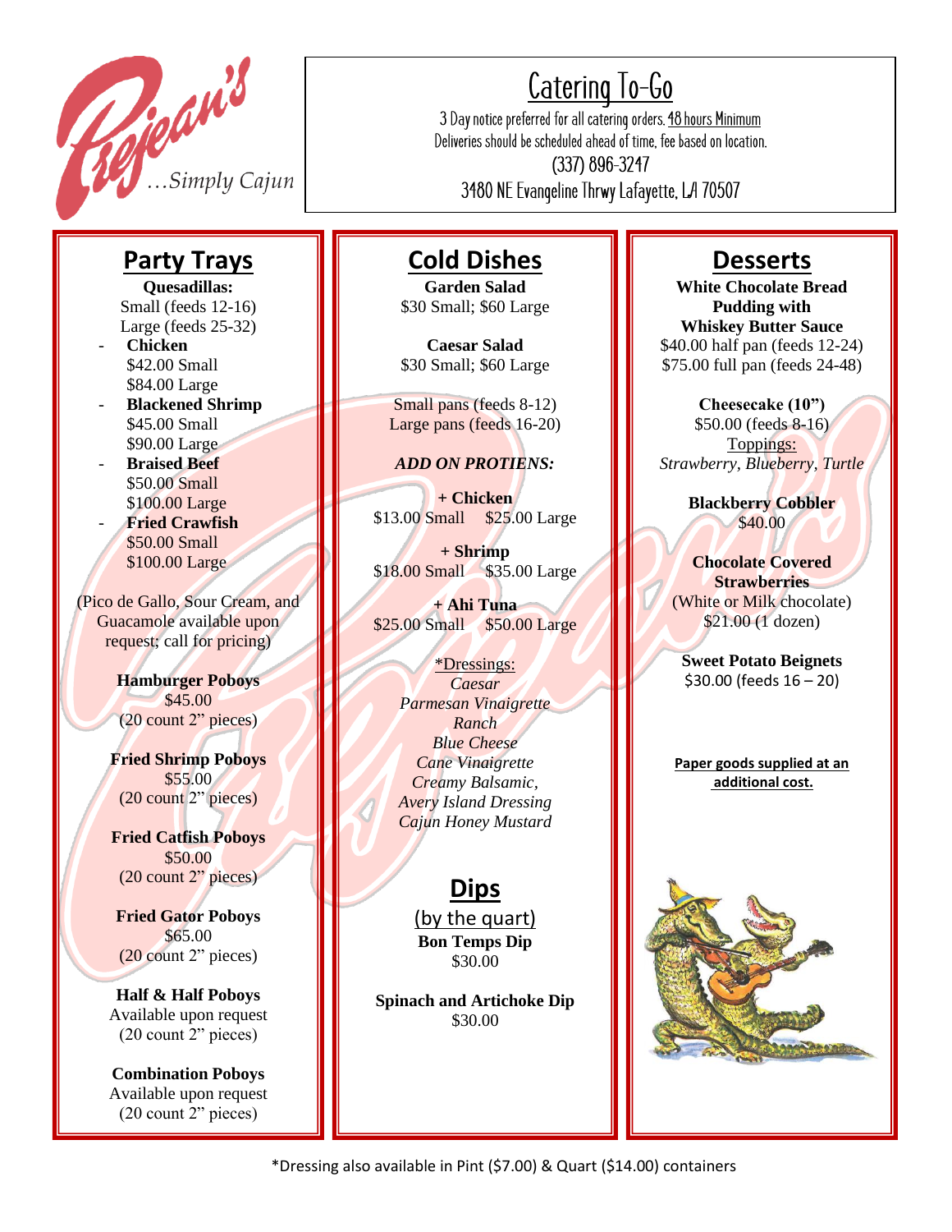Prejean's ...Simply Cajun

# Catering To-Go

3 Day notice preferred for all catering orders. 48 hours Minimum
Deliveries should be scheduled ahead of time, fee based on location.
(337) 896-3247
3480 NE Evangeline Thrwy Lafayette, LA 70507

## Party Trays

**Quesadillas:**
Small (feeds 12-16)
Large (feeds 25-32)

- **Chicken**
  $42.00 Small
  $84.00 Large
- **Blackened Shrimp**
  $45.00 Small
  $90.00 Large
- **Braised Beef**
  $50.00 Small
  $100.00 Large
- **Fried Crawfish**
  $50.00 Small
  $100.00 Large

(Pico de Gallo, Sour Cream, and Guacamole available upon request; call for pricing)

**Hamburger Poboys**
$45.00
(20 count 2" pieces)

**Fried Shrimp Poboys**
$55.00
(20 count 2" pieces)

**Fried Catfish Poboys**
$50.00
(20 count 2" pieces)

**Fried Gator Poboys**
$65.00
(20 count 2" pieces)

**Half & Half Poboys**
Available upon request
(20 count 2" pieces)

**Combination Poboys**
Available upon request
(20 count 2" pieces)

## Cold Dishes

**Garden Salad**
$30 Small; $60 Large

**Caesar Salad**
$30 Small; $60 Large

Small pans (feeds 8-12)
Large pans (feeds 16-20)

***ADD ON PROTIENS:***

**+ Chicken**
$13.00 Small $25.00 Large

**+ Shrimp**
$18.00 Small $35.00 Large

**+ Ahi Tuna**
$25.00 Small $50.00 Large

*Dressings:
*Caesar*
*Parmesan Vinaigrette*
*Ranch*
*Blue Cheese*
*Cane Vinaigrette*
*Creamy Balsamic,*
*Avery Island Dressing*
*Cajun Honey Mustard*

## Dips

(by the quart)

**Bon Temps Dip**
$30.00

**Spinach and Artichoke Dip**
$30.00

## Desserts

**White Chocolate Bread Pudding with Whiskey Butter Sauce**
$40.00 half pan (feeds 12-24)
$75.00 full pan (feeds 24-48)

**Cheesecake (10")**
$50.00 (feeds 8-16)
Toppings:
*Strawberry, Blueberry, Turtle*

**Blackberry Cobbler**
$40.00

**Chocolate Covered Strawberries**
(White or Milk chocolate)
$21.00 (1 dozen)

**Sweet Potato Beignets**
$30.00 (feeds 16 – 20)

**Paper goods supplied at an additional cost.**

*Dressing also available in Pint ($7.00) & Quart ($14.00) containers